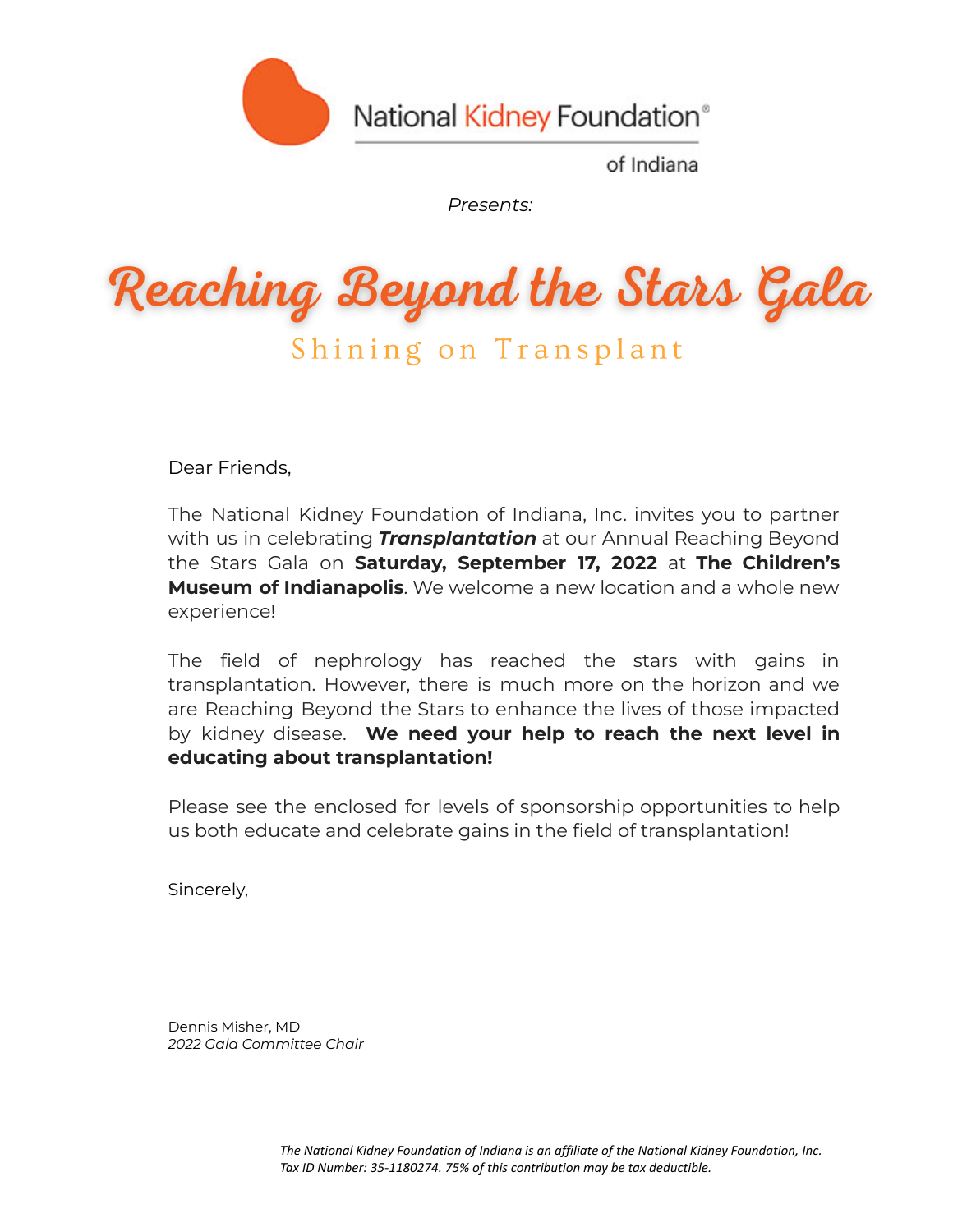National Kidney Foundation®

of Indiana

*Presents:*

# Reaching Beyond the Stars Gala

## Shining on Transplant

Dear Friends,

The National Kidney Foundation of Indiana, Inc. invites you to partner with us in celebrating ***Transplantation*** at our Annual Reaching Beyond the Stars Gala on **Saturday, September 17, 2022** at **The Children's Museum of Indianapolis**. We welcome a new location and a whole new experience!

The field of nephrology has reached the stars with gains in transplantation. However, there is much more on the horizon and we are Reaching Beyond the Stars to enhance the lives of those impacted by kidney disease. **We need your help to reach the next level in educating about transplantation!**

Please see the enclosed for levels of sponsorship opportunities to help us both educate and celebrate gains in the field of transplantation!

Sincerely,

Dennis Misher, MD
*2022 Gala Committee Chair*

*The National Kidney Foundation of Indiana is an affiliate of the National Kidney Foundation, Inc. Tax ID Number: 35-1180274. 75% of this contribution may be tax deductible.*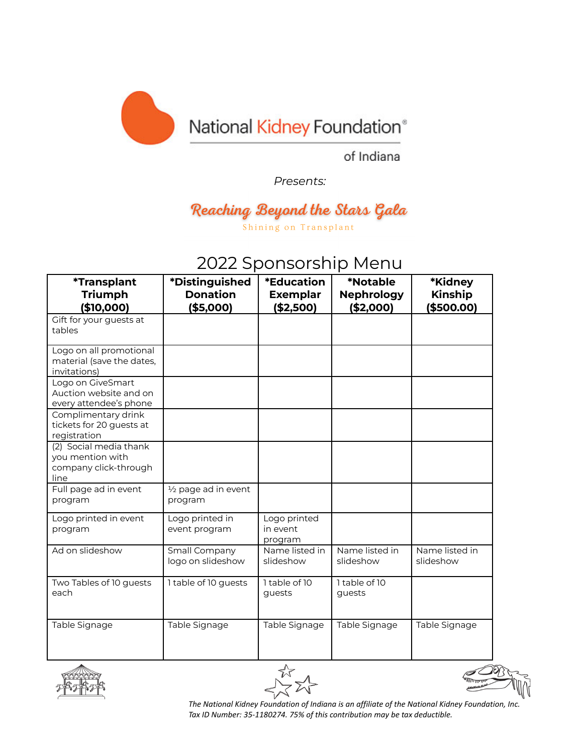National Kidney Foundation®

of Indiana

*Presents:*

# Reaching Beyond the Stars Gala

Shining on Transplant

## 2022 Sponsorship Menu

| *Transplant Triumph ($10,000) | *Distinguished Donation ($5,000) | *Education Exemplar ($2,500) | *Notable Nephrology ($2,000) | *Kidney Kinship ($500.00) |
|---|---|---|---|---|
| Gift for your guests at tables | | | | |
| Logo on all promotional material (save the dates, invitations) | | | | |
| Logo on GiveSmart Auction website and on every attendee's phone | | | | |
| Complimentary drink tickets for 20 guests at registration | | | | |
| (2) Social media thank you mention with company click-through line | | | | |
| Full page ad in event program | ½ page ad in event program | | | |
| Logo printed in event program | Logo printed in event program | Logo printed in event program | | |
| Ad on slideshow | Small Company logo on slideshow | Name listed in slideshow | Name listed in slideshow | Name listed in slideshow |
| Two Tables of 10 guests each | 1 table of 10 guests | 1 table of 10 guests | 1 table of 10 guests | |
| Table Signage | Table Signage | Table Signage | Table Signage | Table Signage |

*The National Kidney Foundation of Indiana is an affiliate of the National Kidney Foundation, Inc. Tax ID Number: 35-1180274. 75% of this contribution may be tax deductible.*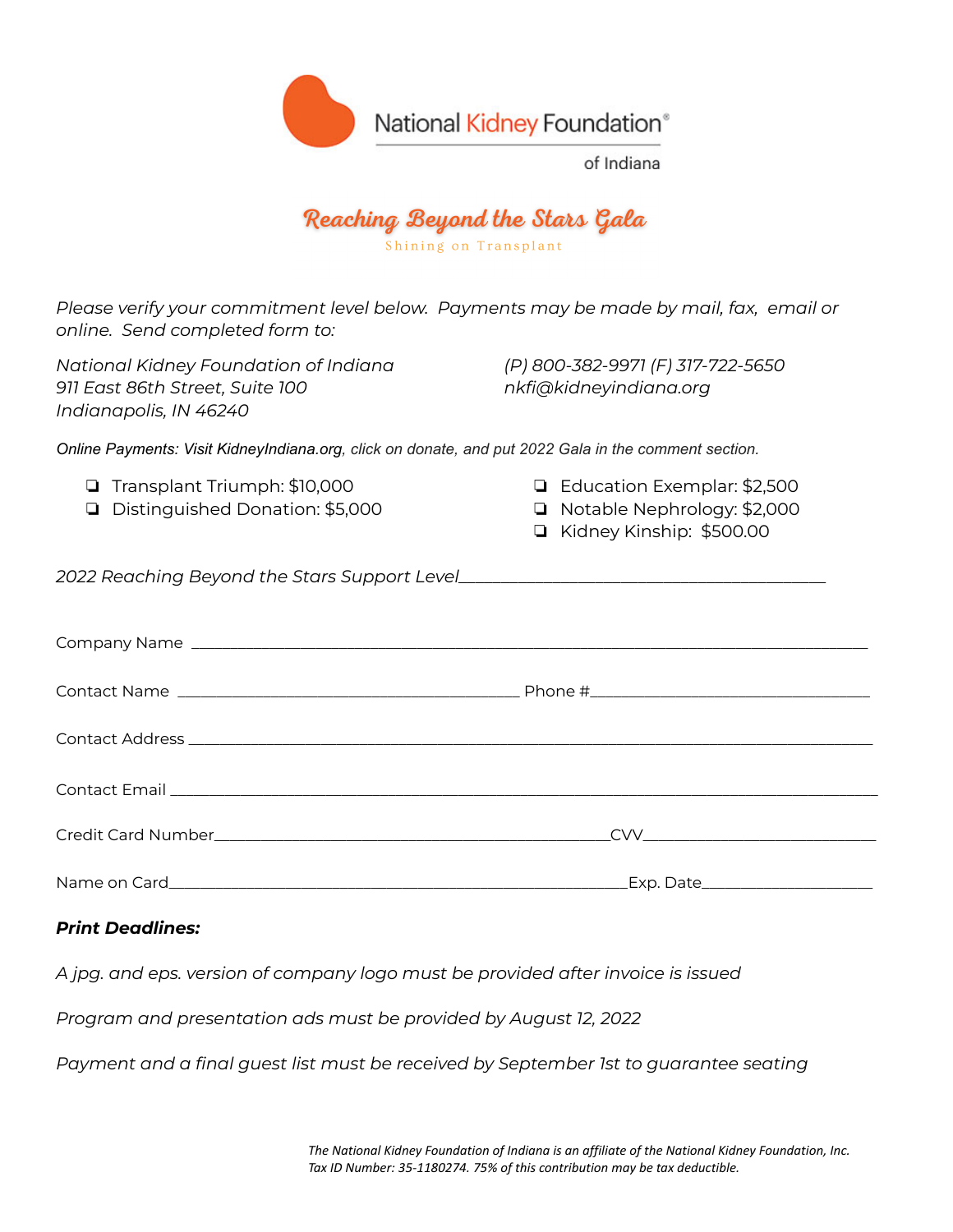National Kidney Foundation®

of Indiana

# Reaching Beyond the Stars Gala

Shining on Transplant

*Please verify your commitment level below. Payments may be made by mail, fax, email or online. Send completed form to:*

*National Kidney Foundation of Indiana*
*911 East 86th Street, Suite 100*
*Indianapolis, IN 46240*

*(P) 800-382-9971 (F) 317-722-5650*
*nkfi@kidneyindiana.org*

*Online Payments: Visit KidneyIndiana.org, click on donate, and put 2022 Gala in the comment section.*

- ❏ Transplant Triumph: $10,000
- ❏ Distinguished Donation: $5,000
- ❏ Education Exemplar: $2,500
- ❏ Notable Nephrology: $2,000
- ❏ Kidney Kinship: $500.00

*2022 Reaching Beyond the Stars Support Level*\_\_\_\_\_\_\_\_\_\_\_\_\_\_\_\_\_\_\_\_\_\_\_\_\_\_\_\_\_\_\_\_\_\_\_\_\_\_\_\_

Company Name \_\_\_\_\_\_\_\_\_\_\_\_\_\_\_\_\_\_\_\_\_\_\_\_\_\_\_\_\_\_\_\_\_\_\_\_\_\_\_\_\_\_\_\_\_\_\_\_\_\_\_\_\_\_\_\_\_\_\_\_\_\_\_\_\_\_\_\_

Contact Name \_\_\_\_\_\_\_\_\_\_\_\_\_\_\_\_\_\_\_\_\_\_\_\_\_\_\_\_\_\_\_\_\_\_\_\_ Phone #\_\_\_\_\_\_\_\_\_\_\_\_\_\_\_\_\_\_\_\_\_\_\_\_\_\_\_\_\_\_

Contact Address \_\_\_\_\_\_\_\_\_\_\_\_\_\_\_\_\_\_\_\_\_\_\_\_\_\_\_\_\_\_\_\_\_\_\_\_\_\_\_\_\_\_\_\_\_\_\_\_\_\_\_\_\_\_\_\_\_\_\_\_\_\_\_\_\_\_\_\_

Contact Email \_\_\_\_\_\_\_\_\_\_\_\_\_\_\_\_\_\_\_\_\_\_\_\_\_\_\_\_\_\_\_\_\_\_\_\_\_\_\_\_\_\_\_\_\_\_\_\_\_\_\_\_\_\_\_\_\_\_\_\_\_\_\_\_\_\_\_\_\_\_

Credit Card Number\_\_\_\_\_\_\_\_\_\_\_\_\_\_\_\_\_\_\_\_\_\_\_\_\_\_\_\_\_\_\_\_\_\_\_\_\_\_\_\_\_\_CVV\_\_\_\_\_\_\_\_\_\_\_\_\_\_\_\_\_\_\_\_\_\_\_\_\_

Name on Card\_\_\_\_\_\_\_\_\_\_\_\_\_\_\_\_\_\_\_\_\_\_\_\_\_\_\_\_\_\_\_\_\_\_\_\_\_\_\_\_\_\_\_\_\_\_\_\_Exp. Date\_\_\_\_\_\_\_\_\_\_\_\_\_\_\_\_\_\_

***Print Deadlines:***

*A jpg. and eps. version of company logo must be provided after invoice is issued*

*Program and presentation ads must be provided by August 12, 2022*

*Payment and a final guest list must be received by September 1st to guarantee seating*

*The National Kidney Foundation of Indiana is an affiliate of the National Kidney Foundation, Inc.*
*Tax ID Number: 35-1180274. 75% of this contribution may be tax deductible.*